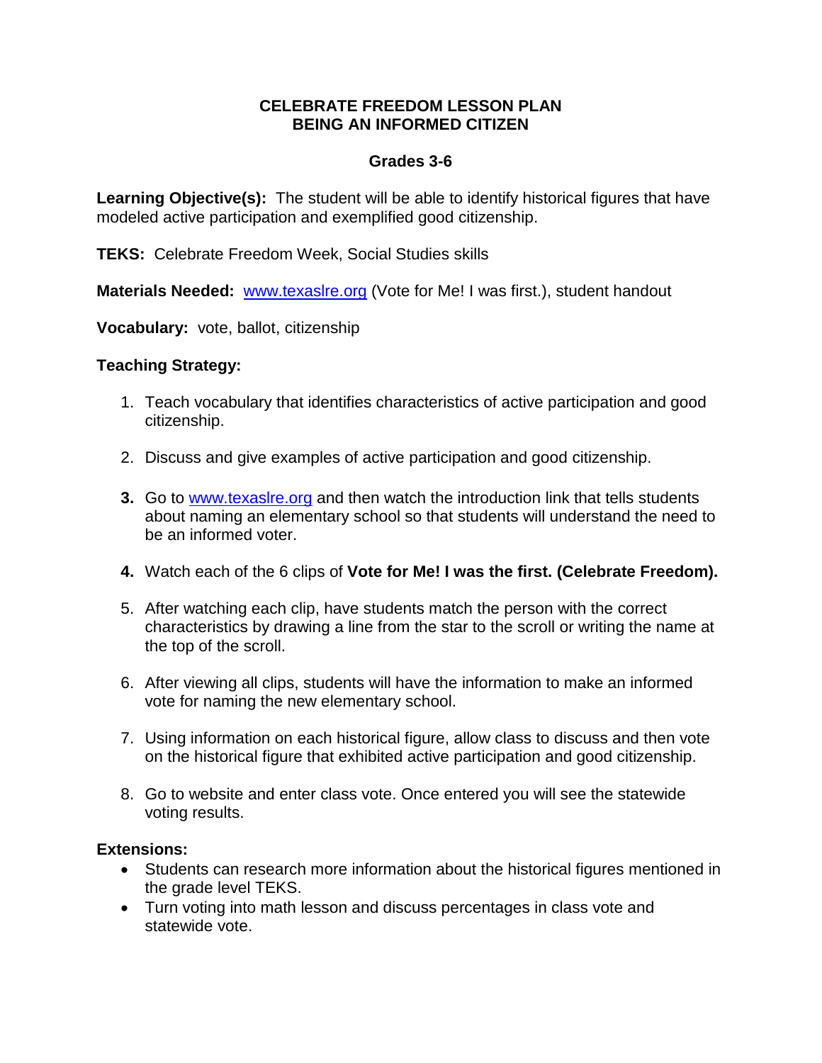# CELEBRATE FREEDOM LESSON PLAN
# BEING AN INFORMED CITIZEN

## Grades 3-6

**Learning Objective(s):** The student will be able to identify historical figures that have modeled active participation and exemplified good citizenship.

**TEKS:** Celebrate Freedom Week, Social Studies skills

**Materials Needed:** www.texaslre.org (Vote for Me! I was first.), student handout

**Vocabulary:** vote, ballot, citizenship

**Teaching Strategy:**

1. Teach vocabulary that identifies characteristics of active participation and good citizenship.

2. Discuss and give examples of active participation and good citizenship.

3. Go to www.texaslre.org and then watch the introduction link that tells students about naming an elementary school so that students will understand the need to be an informed voter.

4. Watch each of the 6 clips of **Vote for Me! I was the first. (Celebrate Freedom).**

5. After watching each clip, have students match the person with the correct characteristics by drawing a line from the star to the scroll or writing the name at the top of the scroll.

6. After viewing all clips, students will have the information to make an informed vote for naming the new elementary school.

7. Using information on each historical figure, allow class to discuss and then vote on the historical figure that exhibited active participation and good citizenship.

8. Go to website and enter class vote. Once entered you will see the statewide voting results.

**Extensions:**

- Students can research more information about the historical figures mentioned in the grade level TEKS.
- Turn voting into math lesson and discuss percentages in class vote and statewide vote.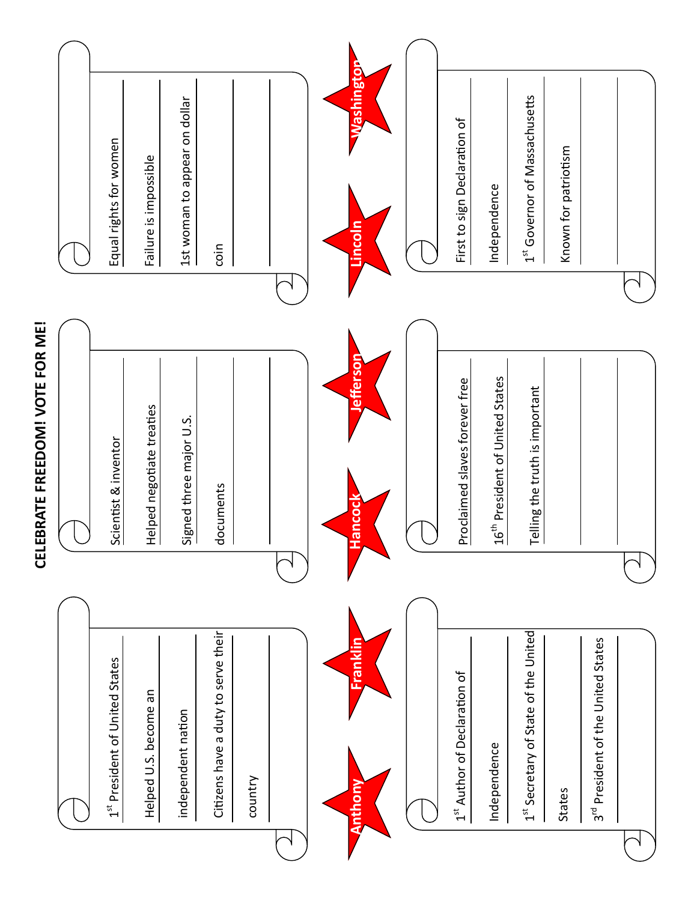# CELEBRATE FREEDOM! VOTE FOR ME!

1st President of United States
Helped U.S. become an
independent nation
Citizens have a duty to serve their
country

Scientist & inventor
Helped negotiate treaties
Signed three major U.S.
documents

Equal rights for women
Failure is impossible
1st woman to appear on dollar
coin

Anthony

Franklin

Hancock

Jefferson

Lincoln

Washington

1st Author of Declaration of
Independence
1st Secretary of State of the United
States
3rd President of the United States

Proclaimed slaves forever free
16th President of United States
Telling the truth is important

First to sign Declaration of
Independence
1st Governor of Massachusetts
Known for patriotism